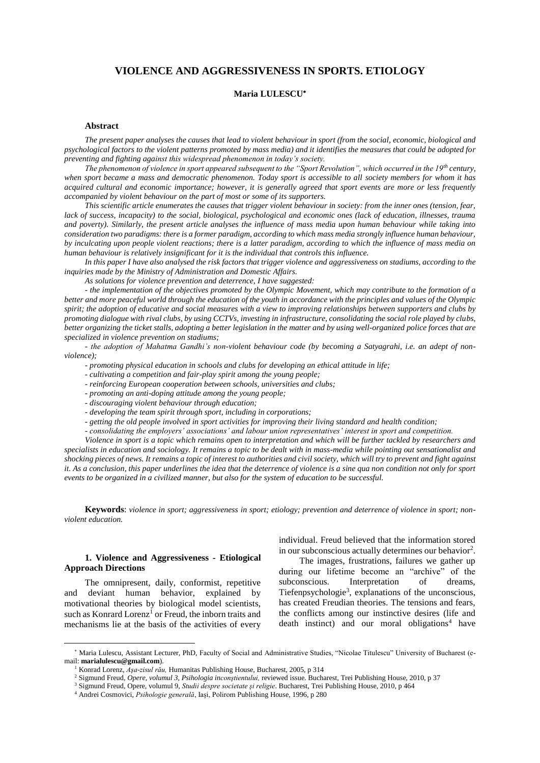# VIOLENCE AND AGGRESSIVENESS IN SPORTS. ETIOLOGY

**Maria LULESCU**[*]

### Abstract

*The present paper analyses the causes that lead to violent behaviour in sport (from the social, economic, biological and psychological factors to the violent patterns promoted by mass media) and it identifies the measures that could be adopted for preventing and fighting against this widespread phenomenon in today's society.*

*The phenomenon of violence in sport appeared subsequent to the "Sport Revolution", which occurred in the 19th century, when sport became a mass and democratic phenomenon. Today sport is accessible to all society members for whom it has acquired cultural and economic importance; however, it is generally agreed that sport events are more or less frequently accompanied by violent behaviour on the part of most or some of its supporters.*

*This scientific article enumerates the causes that trigger violent behaviour in society: from the inner ones (tension, fear, lack of success, incapacity) to the social, biological, psychological and economic ones (lack of education, illnesses, trauma and poverty). Similarly, the present article analyses the influence of mass media upon human behaviour while taking into consideration two paradigms: there is a former paradigm, according to which mass media strongly influence human behaviour, by inculcating upon people violent reactions; there is a latter paradigm, according to which the influence of mass media on human behaviour is relatively insignificant for it is the individual that controls this influence.*

*In this paper I have also analysed the risk factors that trigger violence and aggressiveness on stadiums, according to the inquiries made by the Ministry of Administration and Domestic Affairs.*

*As solutions for violence prevention and deterrence, I have suggested:*

*- the implementation of the objectives promoted by the Olympic Movement, which may contribute to the formation of a better and more peaceful world through the education of the youth in accordance with the principles and values of the Olympic spirit; the adoption of educative and social measures with a view to improving relationships between supporters and clubs by promoting dialogue with rival clubs, by using CCTVs, investing in infrastructure, consolidating the social role played by clubs, better organizing the ticket stalls, adopting a better legislation in the matter and by using well-organized police forces that are specialized in violence prevention on stadiums;*

*- the adoption of Mahatma Gandhi's non-violent behaviour code (by becoming a Satyagrahi, i.e. an adept of non-violence);*

*- promoting physical education in schools and clubs for developing an ethical attitude in life;*

*- cultivating a competition and fair-play spirit among the young people;*

*- reinforcing European cooperation between schools, universities and clubs;*

*- promoting an anti-doping attitude among the young people;*

*- discouraging violent behaviour through education;*

*- developing the team spirit through sport, including in corporations;*

*- getting the old people involved in sport activities for improving their living standard and health condition;*

*- consolidating the employers' associations' and labour union representatives' interest in sport and competition.*

*Violence in sport is a topic which remains open to interpretation and which will be further tackled by researchers and specialists in education and sociology. It remains a topic to be dealt with in mass-media while pointing out sensationalist and shocking pieces of news. It remains a topic of interest to authorities and civil society, which will try to prevent and fight against it. As a conclusion, this paper underlines the idea that the deterrence of violence is a sine qua non condition not only for sport events to be organized in a civilized manner, but also for the system of education to be successful.*

**Keywords**: *violence in sport; aggressiveness in sport; etiology; prevention and deterrence of violence in sport; non-violent education.*

## 1. Violence and Aggressiveness - Etiological Approach Directions

The omnipresent, daily, conformist, repetitive and deviant human behavior, explained by motivational theories by biological model scientists, such as Konrad Lorenz[1] or Freud, the inborn traits and mechanisms lie at the basis of the activities of every individual. Freud believed that the information stored in our subconscious actually determines our behavior[2].

The images, frustrations, failures we gather up during our lifetime become an "archive" of the subconscious. Interpretation of dreams, Tiefenpsychologie[3], explanations of the unconscious, has created Freudian theories. The tensions and fears, the conflicts among our instinctive desires (life and death instinct) and our moral obligations[4] have

---

[*] Maria Lulescu, Assistant Lecturer, PhD, Faculty of Social and Administrative Studies, "Nicolae Titulescu" University of Bucharest (e-mail: **marialulescu@gmail.com**).

[1] Konrad Lorenz, *Aşa-zisul rău,* Humanitas Publishing House, Bucharest, 2005, p 314

[2] Sigmund Freud, *Opere, volumul 3, Psihologia inconştientului,* reviewed issue. Bucharest, Trei Publishing House, 2010, p 37

[3] Sigmund Freud, Opere, volumul 9, *Studii despre societate şi religie*. Bucharest, Trei Publishing House, 2010, p 464

[4] Andrei Cosmovici, *Psihologie generală*, Iaşi, Polirom Publishing House, 1996, p 280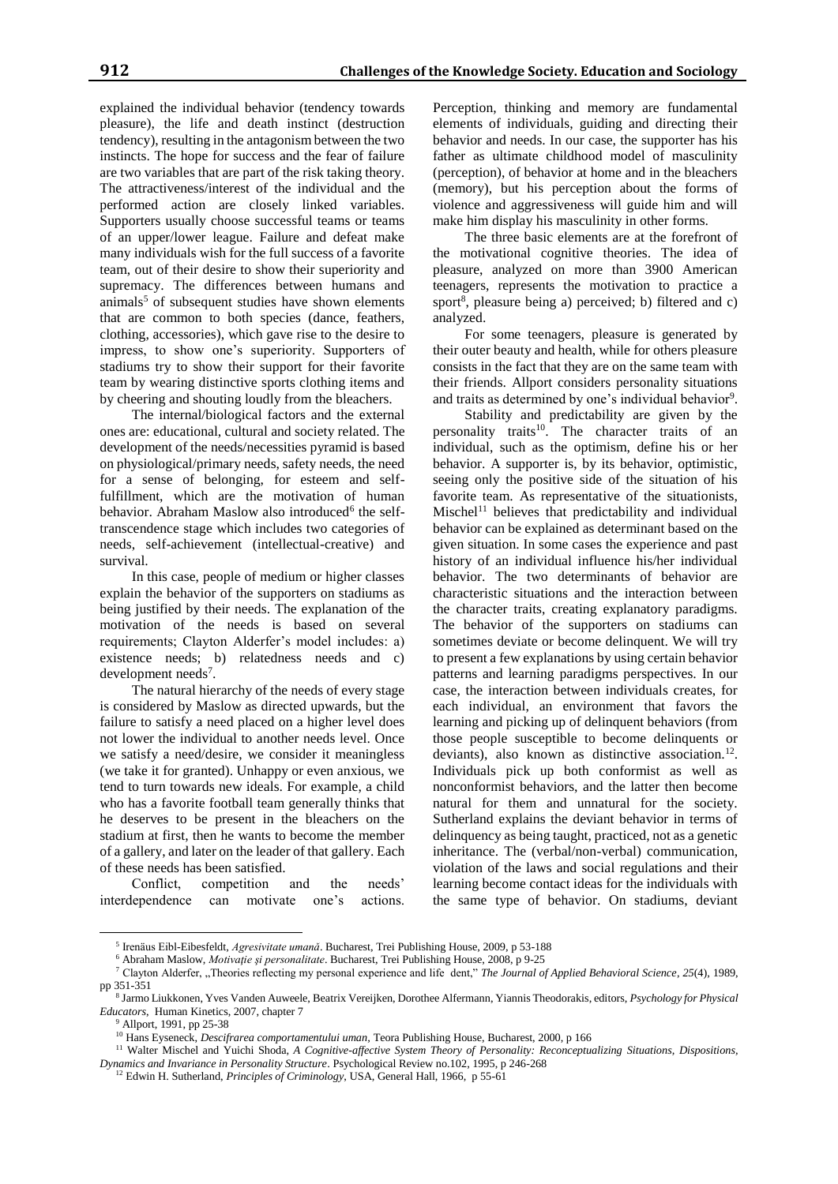explained the individual behavior (tendency towards pleasure), the life and death instinct (destruction tendency), resulting in the antagonism between the two instincts. The hope for success and the fear of failure are two variables that are part of the risk taking theory. The attractiveness/interest of the individual and the performed action are closely linked variables. Supporters usually choose successful teams or teams of an upper/lower league. Failure and defeat make many individuals wish for the full success of a favorite team, out of their desire to show their superiority and supremacy. The differences between humans and animals[5] of subsequent studies have shown elements that are common to both species (dance, feathers, clothing, accessories), which gave rise to the desire to impress, to show one's superiority. Supporters of stadiums try to show their support for their favorite team by wearing distinctive sports clothing items and by cheering and shouting loudly from the bleachers.

The internal/biological factors and the external ones are: educational, cultural and society related. The development of the needs/necessities pyramid is based on physiological/primary needs, safety needs, the need for a sense of belonging, for esteem and self-fulfillment, which are the motivation of human behavior. Abraham Maslow also introduced[6] the self-transcendence stage which includes two categories of needs, self-achievement (intellectual-creative) and survival.

In this case, people of medium or higher classes explain the behavior of the supporters on stadiums as being justified by their needs. The explanation of the motivation of the needs is based on several requirements; Clayton Alderfer's model includes: a) existence needs; b) relatedness needs and c) development needs[7].

The natural hierarchy of the needs of every stage is considered by Maslow as directed upwards, but the failure to satisfy a need placed on a higher level does not lower the individual to another needs level. Once we satisfy a need/desire, we consider it meaningless (we take it for granted). Unhappy or even anxious, we tend to turn towards new ideals. For example, a child who has a favorite football team generally thinks that he deserves to be present in the bleachers on the stadium at first, then he wants to become the member of a gallery, and later on the leader of that gallery. Each of these needs has been satisfied.

Conflict, competition and the needs' interdependence can motivate one's actions. Perception, thinking and memory are fundamental elements of individuals, guiding and directing their behavior and needs. In our case, the supporter has his father as ultimate childhood model of masculinity (perception), of behavior at home and in the bleachers (memory), but his perception about the forms of violence and aggressiveness will guide him and will make him display his masculinity in other forms.

The three basic elements are at the forefront of the motivational cognitive theories. The idea of pleasure, analyzed on more than 3900 American teenagers, represents the motivation to practice a sport[8], pleasure being a) perceived; b) filtered and c) analyzed.

For some teenagers, pleasure is generated by their outer beauty and health, while for others pleasure consists in the fact that they are on the same team with their friends. Allport considers personality situations and traits as determined by one's individual behavior[9].

Stability and predictability are given by the personality traits[10]. The character traits of an individual, such as the optimism, define his or her behavior. A supporter is, by its behavior, optimistic, seeing only the positive side of the situation of his favorite team. As representative of the situationists, Mischel[11] believes that predictability and individual behavior can be explained as determinant based on the given situation. In some cases the experience and past history of an individual influence his/her individual behavior. The two determinants of behavior are characteristic situations and the interaction between the character traits, creating explanatory paradigms. The behavior of the supporters on stadiums can sometimes deviate or become delinquent. We will try to present a few explanations by using certain behavior patterns and learning paradigms perspectives. In our case, the interaction between individuals creates, for each individual, an environment that favors the learning and picking up of delinquent behaviors (from those people susceptible to become delinquents or deviants), also known as distinctive association.[12]. Individuals pick up both conformist as well as nonconformist behaviors, and the latter then become natural for them and unnatural for the society. Sutherland explains the deviant behavior in terms of delinquency as being taught, practiced, not as a genetic inheritance. The (verbal/non-verbal) communication, violation of the laws and social regulations and their learning become contact ideas for the individuals with the same type of behavior. On stadiums, deviant

---

[5] Irenäus Eibl-Eibesfeldt, *Agresivitate umană*. Bucharest, Trei Publishing House, 2009, p 53-188

[6] Abraham Maslow, *Motivaţie şi personalitate*. Bucharest, Trei Publishing House, 2008, p 9-25

[7] Clayton Alderfer, „Theories reflecting my personal experience and life dent," *The Journal of Applied Behavioral Science*, *25*(4), 1989, pp 351-351

[8] Jarmo Liukkonen, Yves Vanden Auweele, Beatrix Vereijken, Dorothee Alfermann, Yiannis Theodorakis, editors, *Psychology for Physical Educators*, Human Kinetics, 2007, chapter 7

[9] Allport, 1991, pp 25-38

[10] Hans Eyseneck, *Descifrarea comportamentului uman*, Teora Publishing House, Bucharest, 2000, p 166

[11] Walter Mischel and Yuichi Shoda, *A Cognitive-affective System Theory of Personality: Reconceptualizing Situations, Dispositions, Dynamics and Invariance in Personality Structure*. Psychological Review no.102, 1995, p 246-268

[12] Edwin H. Sutherland, *Principles of Criminology*, USA, General Hall, 1966, p 55-61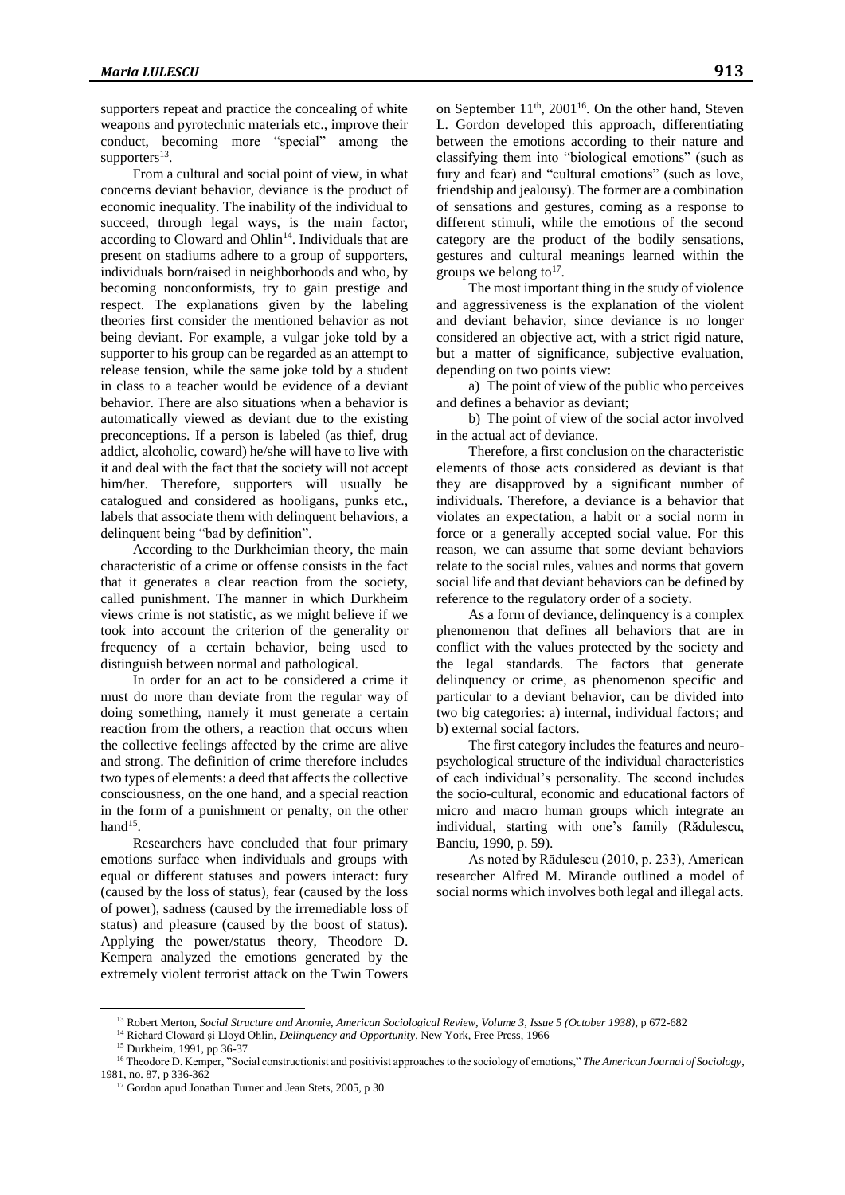supporters repeat and practice the concealing of white weapons and pyrotechnic materials etc., improve their conduct, becoming more "special" among the supporters[13].

From a cultural and social point of view, in what concerns deviant behavior, deviance is the product of economic inequality. The inability of the individual to succeed, through legal ways, is the main factor, according to Cloward and Ohlin[14]. Individuals that are present on stadiums adhere to a group of supporters, individuals born/raised in neighborhoods and who, by becoming nonconformists, try to gain prestige and respect. The explanations given by the labeling theories first consider the mentioned behavior as not being deviant. For example, a vulgar joke told by a supporter to his group can be regarded as an attempt to release tension, while the same joke told by a student in class to a teacher would be evidence of a deviant behavior. There are also situations when a behavior is automatically viewed as deviant due to the existing preconceptions. If a person is labeled (as thief, drug addict, alcoholic, coward) he/she will have to live with it and deal with the fact that the society will not accept him/her. Therefore, supporters will usually be catalogued and considered as hooligans, punks etc., labels that associate them with delinquent behaviors, a delinquent being "bad by definition".

According to the Durkheimian theory, the main characteristic of a crime or offense consists in the fact that it generates a clear reaction from the society, called punishment. The manner in which Durkheim views crime is not statistic, as we might believe if we took into account the criterion of the generality or frequency of a certain behavior, being used to distinguish between normal and pathological.

In order for an act to be considered a crime it must do more than deviate from the regular way of doing something, namely it must generate a certain reaction from the others, a reaction that occurs when the collective feelings affected by the crime are alive and strong. The definition of crime therefore includes two types of elements: a deed that affects the collective consciousness, on the one hand, and a special reaction in the form of a punishment or penalty, on the other hand[15].

Researchers have concluded that four primary emotions surface when individuals and groups with equal or different statuses and powers interact: fury (caused by the loss of status), fear (caused by the loss of power), sadness (caused by the irremediable loss of status) and pleasure (caused by the boost of status). Applying the power/status theory, Theodore D. Kempera analyzed the emotions generated by the extremely violent terrorist attack on the Twin Towers on September 11th, 2001[16]. On the other hand, Steven L. Gordon developed this approach, differentiating between the emotions according to their nature and classifying them into "biological emotions" (such as fury and fear) and "cultural emotions" (such as love, friendship and jealousy). The former are a combination of sensations and gestures, coming as a response to different stimuli, while the emotions of the second category are the product of the bodily sensations, gestures and cultural meanings learned within the groups we belong to[17].

The most important thing in the study of violence and aggressiveness is the explanation of the violent and deviant behavior, since deviance is no longer considered an objective act, with a strict rigid nature, but a matter of significance, subjective evaluation, depending on two points view:

a) The point of view of the public who perceives and defines a behavior as deviant;

b) The point of view of the social actor involved in the actual act of deviance.

Therefore, a first conclusion on the characteristic elements of those acts considered as deviant is that they are disapproved by a significant number of individuals. Therefore, a deviance is a behavior that violates an expectation, a habit or a social norm in force or a generally accepted social value. For this reason, we can assume that some deviant behaviors relate to the social rules, values and norms that govern social life and that deviant behaviors can be defined by reference to the regulatory order of a society.

As a form of deviance, delinquency is a complex phenomenon that defines all behaviors that are in conflict with the values protected by the society and the legal standards. The factors that generate delinquency or crime, as phenomenon specific and particular to a deviant behavior, can be divided into two big categories: a) internal, individual factors; and b) external social factors.

The first category includes the features and neuro-psychological structure of the individual characteristics of each individual's personality. The second includes the socio-cultural, economic and educational factors of micro and macro human groups which integrate an individual, starting with one's family (Rădulescu, Banciu, 1990, p. 59).

As noted by Rădulescu (2010, p. 233), American researcher Alfred M. Mirande outlined a model of social norms which involves both legal and illegal acts.

---

[13] Robert Merton, *Social Structure and Anomie, American Sociological Review, Volume 3, Issue 5 (October 1938)*, p 672-682

[14] Richard Cloward şi Lloyd Ohlin, *Delinquency and Opportunity*, New York, Free Press, 1966

[15] Durkheim, 1991, pp 36-37

[16] Theodore D. Kemper, "Social constructionist and positivist approaches to the sociology of emotions," *The American Journal of Sociology*, 1981, no. 87, p 336-362

[17] Gordon apud Jonathan Turner and Jean Stets, 2005, p 30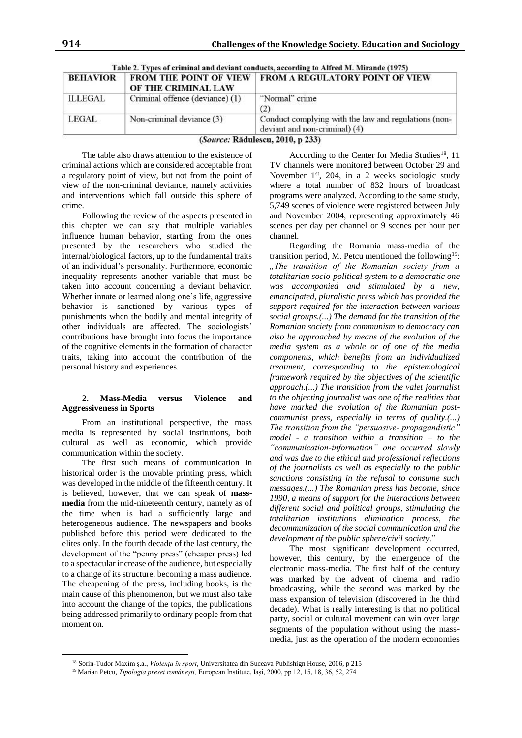Table 2. Types of criminal and deviant conducts, according to Alfred M. Mirande (1975)

| BEHAVIOR | FROM THE POINT OF VIEW OF THE CRIMINAL LAW | FROM A REGULATORY POINT OF VIEW |
|---|---|---|
| ILLEGAL | Criminal offence (deviance) (1) | "Normal" crime (2) |
| LEGAL | Non-criminal deviance (3) | Conduct complying with the law and regulations (non-deviant and non-criminal) (4) |

(*Source:* Rădulescu, 2010, p 233)

The table also draws attention to the existence of criminal actions which are considered acceptable from a regulatory point of view, but not from the point of view of the non-criminal deviance, namely activities and interventions which fall outside this sphere of crime.

Following the review of the aspects presented in this chapter we can say that multiple variables influence human behavior, starting from the ones presented by the researchers who studied the internal/biological factors, up to the fundamental traits of an individual's personality. Furthermore, economic inequality represents another variable that must be taken into account concerning a deviant behavior. Whether innate or learned along one's life, aggressive behavior is sanctioned by various types of punishments when the bodily and mental integrity of other individuals are affected. The sociologists' contributions have brought into focus the importance of the cognitive elements in the formation of character traits, taking into account the contribution of the personal history and experiences.

## 2. Mass-Media versus Violence and Aggressiveness in Sports

From an institutional perspective, the mass media is represented by social institutions, both cultural as well as economic, which provide communication within the society.

The first such means of communication in historical order is the movable printing press, which was developed in the middle of the fifteenth century. It is believed, however, that we can speak of **mass-media** from the mid-nineteenth century, namely as of the time when is had a sufficiently large and heterogeneous audience. The newspapers and books published before this period were dedicated to the elites only. In the fourth decade of the last century, the development of the "penny press" (cheaper press) led to a spectacular increase of the audience, but especially to a change of its structure, becoming a mass audience. The cheapening of the press, including books, is the main cause of this phenomenon, but we must also take into account the change of the topics, the publications being addressed primarily to ordinary people from that moment on.

According to the Center for Media Studies[18], 11 TV channels were monitored between October 29 and November 1st, 204, in a 2 weeks sociologic study where a total number of 832 hours of broadcast programs were analyzed. According to the same study, 5,749 scenes of violence were registered between July and November 2004, representing approximately 46 scenes per day per channel or 9 scenes per hour per channel.

Regarding the Romania mass-media of the transition period, M. Petcu mentioned the following[19]: *„The transition of the Romanian society from a totalitarian socio-political system to a democratic one was accompanied and stimulated by a new, emancipated, pluralistic press which has provided the support required for the interaction between various social groups.(...) The demand for the transition of the Romanian society from communism to democracy can also be approached by means of the evolution of the media system as a whole or of one of the media components, which benefits from an individualized treatment, corresponding to the epistemological framework required by the objectives of the scientific approach.(...) The transition from the valet journalist to the objecting journalist was one of the realities that have marked the evolution of the Romanian post-communist press, especially in terms of quality.(...) The transition from the "persuasive- propagandistic" model - a transition within a transition – to the "communication-information" one occurred slowly and was due to the ethical and professional reflections of the journalists as well as especially to the public sanctions consisting in the refusal to consume such messages.(...) The Romanian press has become, since 1990, a means of support for the interactions between different social and political groups, stimulating the totalitarian institutions elimination process, the decommunization of the social communication and the development of the public sphere/civil society*."

The most significant development occurred, however, this century, by the emergence of the electronic mass-media. The first half of the century was marked by the advent of cinema and radio broadcasting, while the second was marked by the mass expansion of television (discovered in the third decade). What is really interesting is that no political party, social or cultural movement can win over large segments of the population without using the mass-media, just as the operation of the modern economies

[18] Sorin-Tudor Maxim ş.a., *Violenţa în sport*, Universitatea din Suceava Publishign House, 2006, p 215

[19] Marian Petcu, *Tipologia presei româneşti,* European Institute, Iaşi, 2000, pp 12, 15, 18, 36, 52, 274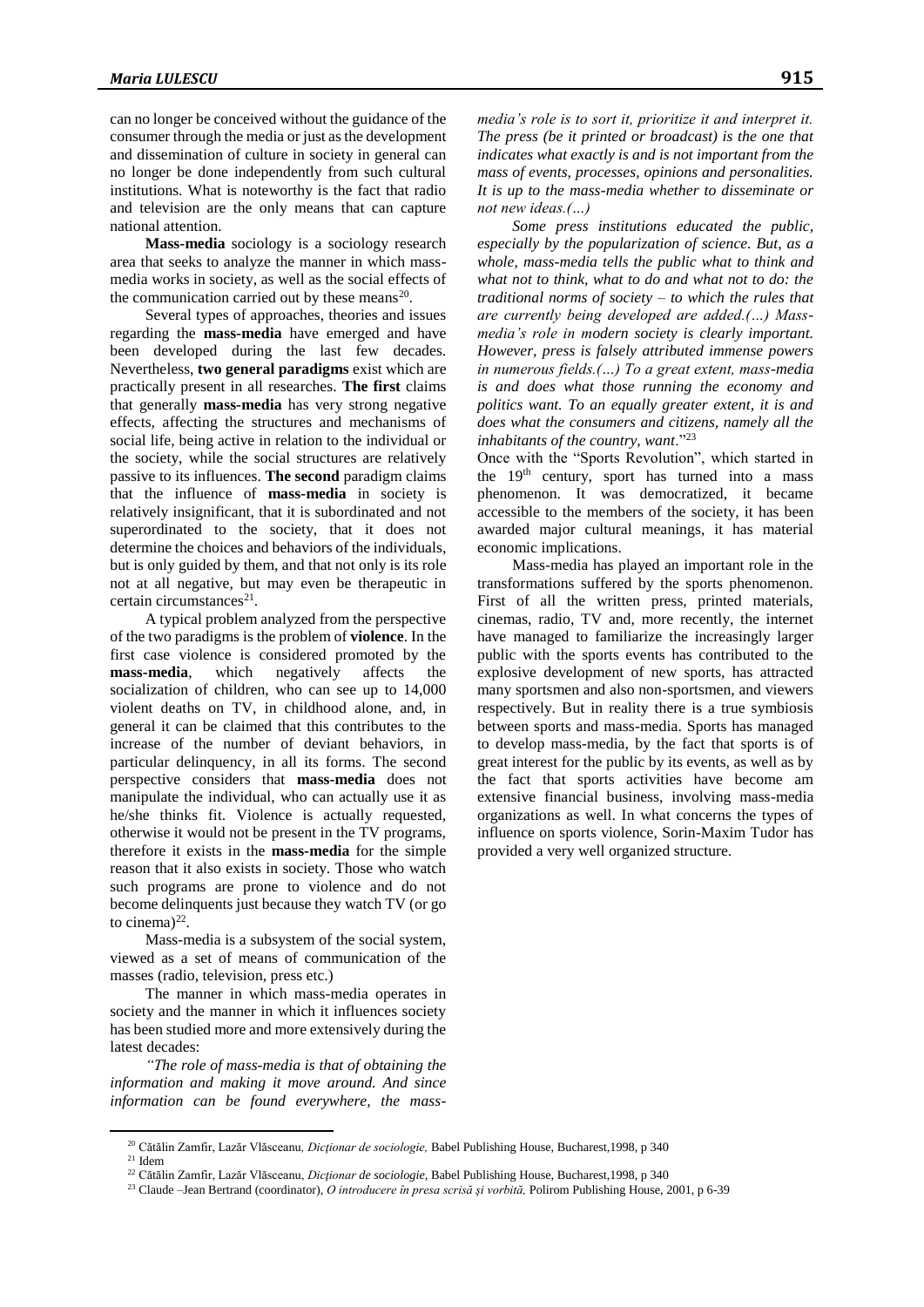can no longer be conceived without the guidance of the consumer through the media or just as the development and dissemination of culture in society in general can no longer be done independently from such cultural institutions. What is noteworthy is the fact that radio and television are the only means that can capture national attention.

**Mass-media** sociology is a sociology research area that seeks to analyze the manner in which mass-media works in society, as well as the social effects of the communication carried out by these means[20].

Several types of approaches, theories and issues regarding the **mass-media** have emerged and have been developed during the last few decades. Nevertheless, **two general paradigms** exist which are practically present in all researches. **The first** claims that generally **mass-media** has very strong negative effects, affecting the structures and mechanisms of social life, being active in relation to the individual or the society, while the social structures are relatively passive to its influences. **The second** paradigm claims that the influence of **mass-media** in society is relatively insignificant, that it is subordinated and not superordinated to the society, that it does not determine the choices and behaviors of the individuals, but is only guided by them, and that not only is its role not at all negative, but may even be therapeutic in certain circumstances[21].

A typical problem analyzed from the perspective of the two paradigms is the problem of **violence**. In the first case violence is considered promoted by the **mass-media**, which negatively affects the socialization of children, who can see up to 14,000 violent deaths on TV, in childhood alone, and, in general it can be claimed that this contributes to the increase of the number of deviant behaviors, in particular delinquency, in all its forms. The second perspective considers that **mass-media** does not manipulate the individual, who can actually use it as he/she thinks fit. Violence is actually requested, otherwise it would not be present in the TV programs, therefore it exists in the **mass-media** for the simple reason that it also exists in society. Those who watch such programs are prone to violence and do not become delinquents just because they watch TV (or go to cinema)[22].

Mass-media is a subsystem of the social system, viewed as a set of means of communication of the masses (radio, television, press etc.)

The manner in which mass-media operates in society and the manner in which it influences society has been studied more and more extensively during the latest decades:

*"The role of mass-media is that of obtaining the information and making it move around. And since information can be found everywhere, the mass-media's role is to sort it, prioritize it and interpret it. The press (be it printed or broadcast) is the one that indicates what exactly is and is not important from the mass of events, processes, opinions and personalities. It is up to the mass-media whether to disseminate or not new ideas.(…)*

*Some press institutions educated the public, especially by the popularization of science. But, as a whole, mass-media tells the public what to think and what not to think, what to do and what not to do: the traditional norms of society – to which the rules that are currently being developed are added.(…) Mass-media's role in modern society is clearly important. However, press is falsely attributed immense powers in numerous fields.(…) To a great extent, mass-media is and does what those running the economy and politics want. To an equally greater extent, it is and does what the consumers and citizens, namely all the inhabitants of the country, want*."[23]

Once with the "Sports Revolution", which started in the 19th century, sport has turned into a mass phenomenon. It was democratized, it became accessible to the members of the society, it has been awarded major cultural meanings, it has material economic implications.

Mass-media has played an important role in the transformations suffered by the sports phenomenon. First of all the written press, printed materials, cinemas, radio, TV and, more recently, the internet have managed to familiarize the increasingly larger public with the sports events has contributed to the explosive development of new sports, has attracted many sportsmen and also non-sportsmen, and viewers respectively. But in reality there is a true symbiosis between sports and mass-media. Sports has managed to develop mass-media, by the fact that sports is of great interest for the public by its events, as well as by the fact that sports activities have become am extensive financial business, involving mass-media organizations as well. In what concerns the types of influence on sports violence, Sorin-Maxim Tudor has provided a very well organized structure.

---

[20] Cătălin Zamfir, Lazăr Vlăsceanu, *Dicţionar de sociologie,* Babel Publishing House, Bucharest,1998, p 340

[21] Idem

[22] Cătălin Zamfir, Lazăr Vlăsceanu, *Dicţionar de sociologie,* Babel Publishing House, Bucharest,1998, p 340

[23] Claude –Jean Bertrand (coordinator), *O introducere în presa scrisă şi vorbită,* Polirom Publishing House, 2001, p 6-39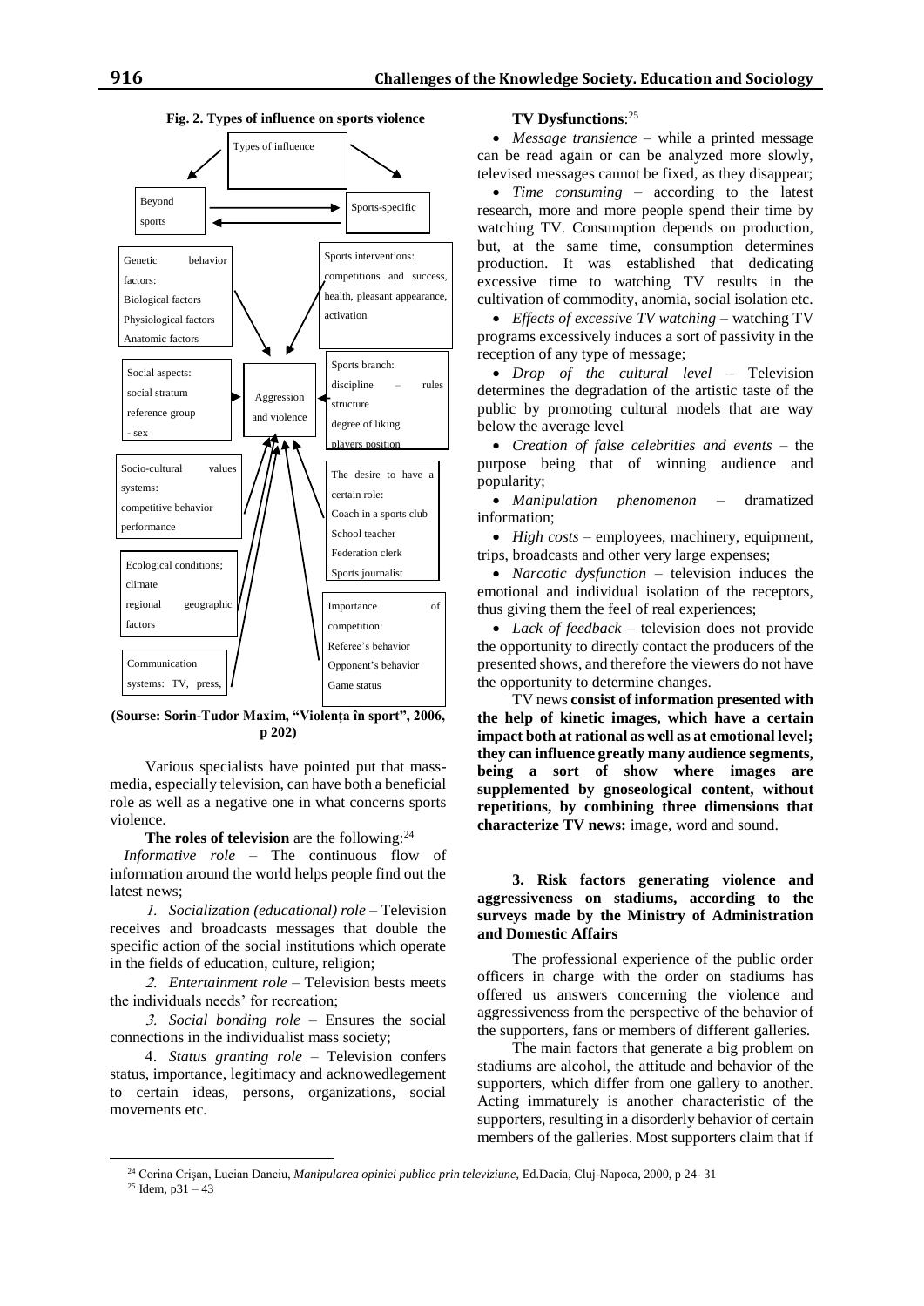**Fig. 2. Types of influence on sports violence**

Types of influence

Beyond sports

Sports-specific

Genetic behavior factors:
Biological factors
Physiological factors
Anatomic factors

Sports interventions:
competitions and success, health, pleasant appearance, activation

Social aspects:
social stratum
reference group
- sex

Aggression and violence

Sports branch:
discipline – rules structure
degree of liking
players position

Socio-cultural values systems:
competitive behavior
performance

The desire to have a certain role:
Coach in a sports club
School teacher
Federation clerk
Sports journalist

Ecological conditions;
climate
regional geographic factors

Importance of competition:
Referee's behavior
Opponent's behavior
Game status

Communication systems: TV, press,

**(Sourse: Sorin-Tudor Maxim, "Violenţa în sport", 2006, p 202)**

Various specialists have pointed put that mass-media, especially television, can have both a beneficial role as well as a negative one in what concerns sports violence.

**The roles of television** are the following:[24]

*Informative role* – The continuous flow of information around the world helps people find out the latest news;

1. *Socialization (educational) role* – Television receives and broadcasts messages that double the specific action of the social institutions which operate in the fields of education, culture, religion;
2. *Entertainment role* – Television bests meets the individuals needs' for recreation;
3. *Social bonding role* – Ensures the social connections in the individualist mass society;
4. *Status granting role* – Television confers status, importance, legitimacy and acknowedlegement to certain ideas, persons, organizations, social movements etc.

**TV Dysfunctions**:[25]

- *Message transience* – while a printed message can be read again or can be analyzed more slowly, televised messages cannot be fixed, as they disappear;
- *Time consuming* – according to the latest research, more and more people spend their time by watching TV. Consumption depends on production, but, at the same time, consumption determines production. It was established that dedicating excessive time to watching TV results in the cultivation of commodity, anomia, social isolation etc.
- *Effects of excessive TV watching* – watching TV programs excessively induces a sort of passivity in the reception of any type of message;
- *Drop of the cultural level* – Television determines the degradation of the artistic taste of the public by promoting cultural models that are way below the average level
- *Creation of false celebrities and events* – the purpose being that of winning audience and popularity;
- *Manipulation phenomenon* – dramatized information;
- *High costs* – employees, machinery, equipment, trips, broadcasts and other very large expenses;
- *Narcotic dysfunction* – television induces the emotional and individual isolation of the receptors, thus giving them the feel of real experiences;
- *Lack of feedback* – television does not provide the opportunity to directly contact the producers of the presented shows, and therefore the viewers do not have the opportunity to determine changes.

TV news **consist of information presented with the help of kinetic images, which have a certain impact both at rational as well as at emotional level; they can influence greatly many audience segments, being a sort of show where images are supplemented by gnoseological content, without repetitions, by combining three dimensions that characterize TV news:** image, word and sound.

### 3. Risk factors generating violence and aggressiveness on stadiums, according to the surveys made by the Ministry of Administration and Domestic Affairs

The professional experience of the public order officers in charge with the order on stadiums has offered us answers concerning the violence and aggressiveness from the perspective of the behavior of the supporters, fans or members of different galleries.

The main factors that generate a big problem on stadiums are alcohol, the attitude and behavior of the supporters, which differ from one gallery to another. Acting immaturely is another characteristic of the supporters, resulting in a disorderly behavior of certain members of the galleries. Most supporters claim that if

[24] Corina Crişan, Lucian Danciu, *Manipularea opiniei publice prin televiziune*, Ed.Dacia, Cluj-Napoca, 2000, p 24- 31

[25] Idem, p31 – 43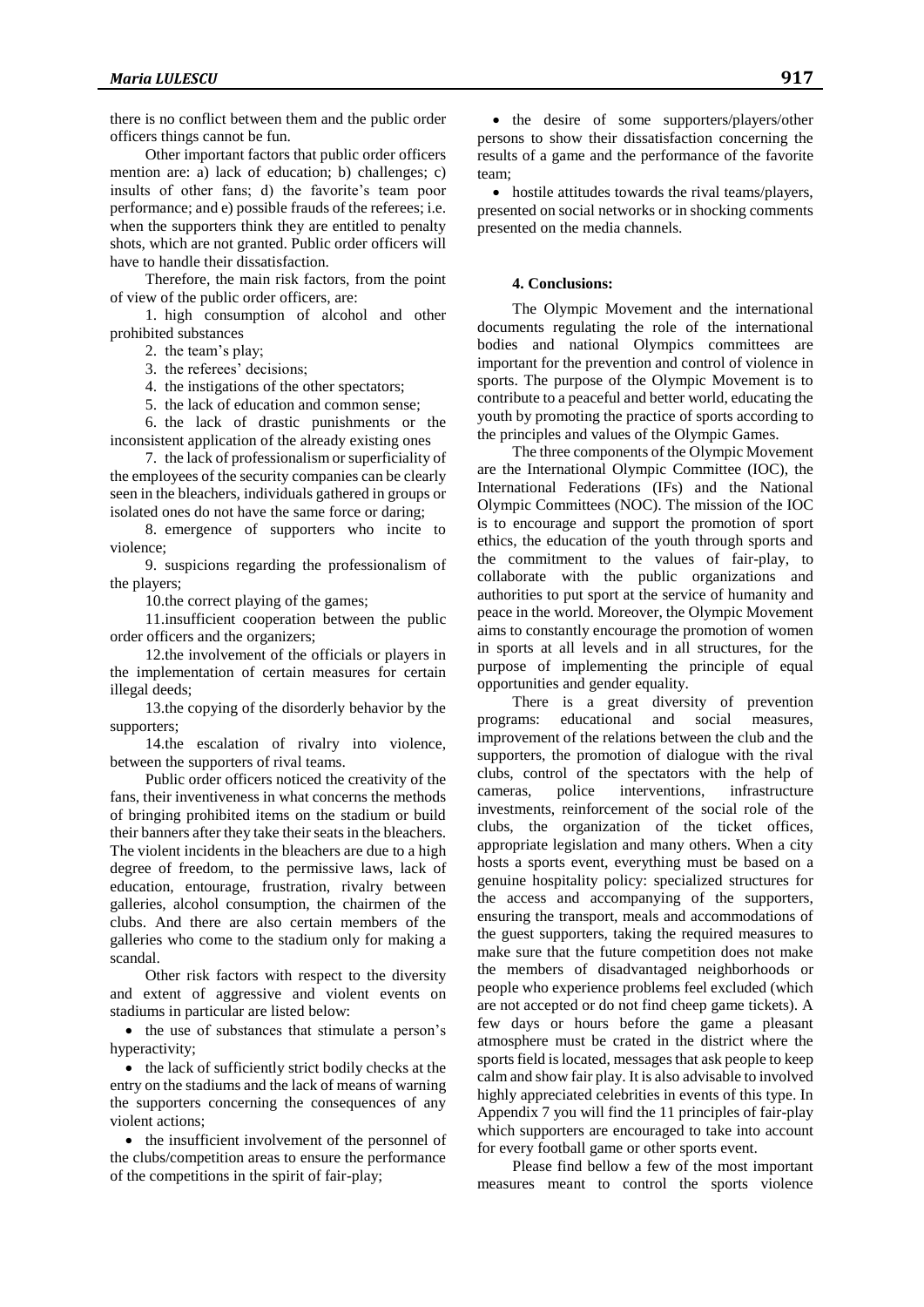there is no conflict between them and the public order officers things cannot be fun.

Other important factors that public order officers mention are: a) lack of education; b) challenges; c) insults of other fans; d) the favorite's team poor performance; and e) possible frauds of the referees; i.e. when the supporters think they are entitled to penalty shots, which are not granted. Public order officers will have to handle their dissatisfaction.

Therefore, the main risk factors, from the point of view of the public order officers, are:

1. high consumption of alcohol and other prohibited substances
2. the team's play;
3. the referees' decisions;
4. the instigations of the other spectators;
5. the lack of education and common sense;
6. the lack of drastic punishments or the inconsistent application of the already existing ones
7. the lack of professionalism or superficiality of the employees of the security companies can be clearly seen in the bleachers, individuals gathered in groups or isolated ones do not have the same force or daring;
8. emergence of supporters who incite to violence;
9. suspicions regarding the professionalism of the players;
10. the correct playing of the games;
11. insufficient cooperation between the public order officers and the organizers;
12. the involvement of the officials or players in the implementation of certain measures for certain illegal deeds;
13. the copying of the disorderly behavior by the supporters;
14. the escalation of rivalry into violence, between the supporters of rival teams.

Public order officers noticed the creativity of the fans, their inventiveness in what concerns the methods of bringing prohibited items on the stadium or build their banners after they take their seats in the bleachers. The violent incidents in the bleachers are due to a high degree of freedom, to the permissive laws, lack of education, entourage, frustration, rivalry between galleries, alcohol consumption, the chairmen of the clubs. And there are also certain members of the galleries who come to the stadium only for making a scandal.

Other risk factors with respect to the diversity and extent of aggressive and violent events on stadiums in particular are listed below:

- the use of substances that stimulate a person's hyperactivity;
- the lack of sufficiently strict bodily checks at the entry on the stadiums and the lack of means of warning the supporters concerning the consequences of any violent actions;
- the insufficient involvement of the personnel of the clubs/competition areas to ensure the performance of the competitions in the spirit of fair-play;
- the desire of some supporters/players/other persons to show their dissatisfaction concerning the results of a game and the performance of the favorite team;
- hostile attitudes towards the rival teams/players, presented on social networks or in shocking comments presented on the media channels.

#### 4. Conclusions:

The Olympic Movement and the international documents regulating the role of the international bodies and national Olympics committees are important for the prevention and control of violence in sports. The purpose of the Olympic Movement is to contribute to a peaceful and better world, educating the youth by promoting the practice of sports according to the principles and values of the Olympic Games.

The three components of the Olympic Movement are the International Olympic Committee (IOC), the International Federations (IFs) and the National Olympic Committees (NOC). The mission of the IOC is to encourage and support the promotion of sport ethics, the education of the youth through sports and the commitment to the values of fair-play, to collaborate with the public organizations and authorities to put sport at the service of humanity and peace in the world. Moreover, the Olympic Movement aims to constantly encourage the promotion of women in sports at all levels and in all structures, for the purpose of implementing the principle of equal opportunities and gender equality.

There is a great diversity of prevention programs: educational and social measures, improvement of the relations between the club and the supporters, the promotion of dialogue with the rival clubs, control of the spectators with the help of cameras, police interventions, infrastructure investments, reinforcement of the social role of the clubs, the organization of the ticket offices, appropriate legislation and many others. When a city hosts a sports event, everything must be based on a genuine hospitality policy: specialized structures for the access and accompanying of the supporters, ensuring the transport, meals and accommodations of the guest supporters, taking the required measures to make sure that the future competition does not make the members of disadvantaged neighborhoods or people who experience problems feel excluded (which are not accepted or do not find cheep game tickets). A few days or hours before the game a pleasant atmosphere must be crated in the district where the sports field is located, messages that ask people to keep calm and show fair play. It is also advisable to involved highly appreciated celebrities in events of this type. In Appendix 7 you will find the 11 principles of fair-play which supporters are encouraged to take into account for every football game or other sports event.

Please find bellow a few of the most important measures meant to control the sports violence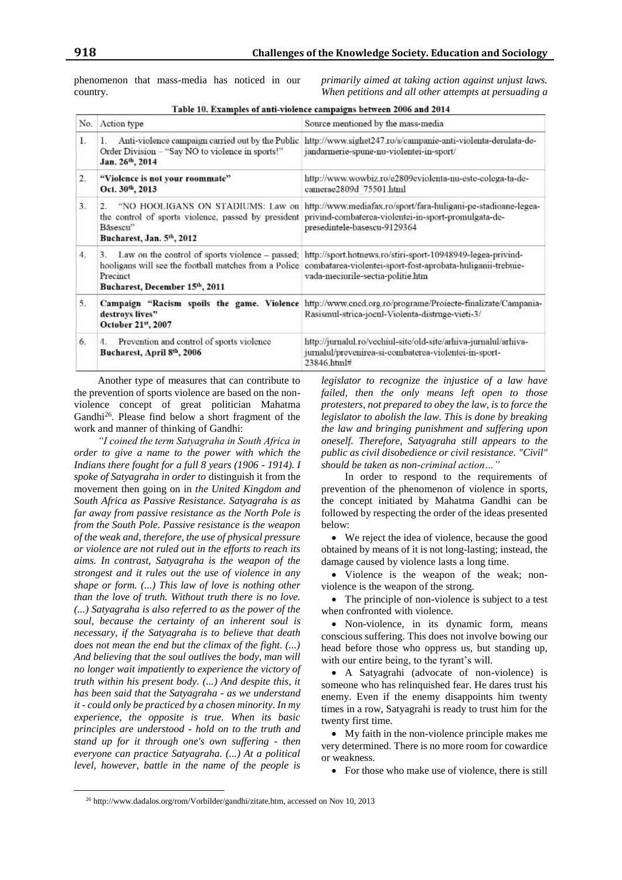phenomenon that mass-media has noticed in our country.

Table 10. Examples of anti-violence campaigns between 2006 and 2014

| No. | Action type | Source mentioned by the mass-media |
|---|---|---|
| 1. | 1. Anti-violence campaign carried out by the Public Order Division – "Say NO to violence in sports!" **Jan. 26th, 2014** | http://www.sighet247.ro/s/campanie-anti-violenta-derulata-de-jandarmerie-spune-nu-violentei-in-sport/ |
| 2. | **"Violence is not your roommate" Oct. 30th, 2013** | http://www.wowbiz.ro/e2809eviolenta-nu-este-colega-ta-de-camerae2809d_75501.html |
| 3. | 2. "NO HOOLIGANS ON STADIUMS: Law on the control of sports violence, passed by president Băsescu" **Bucharest, Jan. 5th, 2012** | http://www.mediafax.ro/sport/fara-huligani-pe-stadioane-legea-privind-combaterea-violentei-in-sport-promulgata-de-presedintele-basescu-9129364 |
| 4. | 3. Law on the control of sports violence – passed; hooligans will see the football matches from a Police Precinct **Bucharest, December 15th, 2011** | http://sport.hotnews.ro/stiri-sport-10948949-legea-privind-combatarea-violentei-sport-fost-aprobata-huliganii-trebuie-vada-meciurile-sectia-politie.htm |
| 5. | **Campaign "Racism spoils the game. Violence destroys lives" October 21st, 2007** | http://www.cncd.org.ro/programe/Proiecte-finalizate/Campania-Rasismul-strica-jocul-Violenta-distruge-vieti-3/ |
| 6. | 4. Prevention and control of sports violence **Bucharest, April 8th, 2006** | http://jurnalul.ro/vechiul-site/old-site/arhiva-jurnalul/arhiva-jurnalul/prevenirea-si-combaterea-violentei-in-sport-23846.html# |

Another type of measures that can contribute to the prevention of sports violence are based on the non-violence concept of great politician Mahatma Gandhi[26]. Please find below a short fragment of the work and manner of thinking of Gandhi:

*"I coined the term Satyagraha in South Africa in order to give a name to the power with which the Indians there fought for a full 8 years (1906 - 1914). I spoke of Satyagraha in order to* distinguish it from the movement then going on in *the United Kingdom and South Africa as Passive Resistance. Satyagraha is as far away from passive resistance as the North Pole is from the South Pole. Passive resistance is the weapon of the weak and, therefore, the use of physical pressure or violence are not ruled out in the efforts to reach its aims. In contrast, Satyagraha is the weapon of the strongest and it rules out the use of violence in any shape or form. (...) This law of love is nothing other than the love of truth. Without truth there is no love. (...) Satyagraha is also referred to as the power of the soul, because the certainty of an inherent soul is necessary, if the Satyagraha is to believe that death does not mean the end but the climax of the fight. (...) And believing that the soul outlives the body, man will no longer wait impatiently to experience the victory of truth within his present body. (...) And despite this, it has been said that the Satyagraha - as we understand it - could only be practiced by a chosen minority. In my experience, the opposite is true. When its basic principles are understood - hold on to the truth and stand up for it through one's own suffering - then everyone can practice Satyagraha. (...) At a political level, however, battle in the name of the people is primarily aimed at taking action against unjust laws. When petitions and all other attempts at persuading a legislator to recognize the injustice of a law have failed, then the only means left open to those protesters, not prepared to obey the law, is to force the legislator to abolish the law. This is done by breaking the law and bringing punishment and suffering upon oneself. Therefore, Satyagraha still appears to the public as civil disobedience or civil resistance. "Civil" should be taken as non-criminal action…"*

In order to respond to the requirements of prevention of the phenomenon of violence in sports, the concept initiated by Mahatma Gandhi can be followed by respecting the order of the ideas presented below:

- We reject the idea of violence, because the good obtained by means of it is not long-lasting; instead, the damage caused by violence lasts a long time.
- Violence is the weapon of the weak; non-violence is the weapon of the strong.
- The principle of non-violence is subject to a test when confronted with violence.
- Non-violence, in its dynamic form, means conscious suffering. This does not involve bowing our head before those who oppress us, but standing up, with our entire being, to the tyrant's will.
- A Satyagrahi (advocate of non-violence) is someone who has relinquished fear. He dares trust his enemy. Even if the enemy disappoints him twenty times in a row, Satyagrahi is ready to trust him for the twenty first time.
- My faith in the non-violence principle makes me very determined. There is no more room for cowardice or weakness.
- For those who make use of violence, there is still

[26] http://www.dadalos.org/rom/Vorbilder/gandhi/zitate.htm, accessed on Nov 10, 2013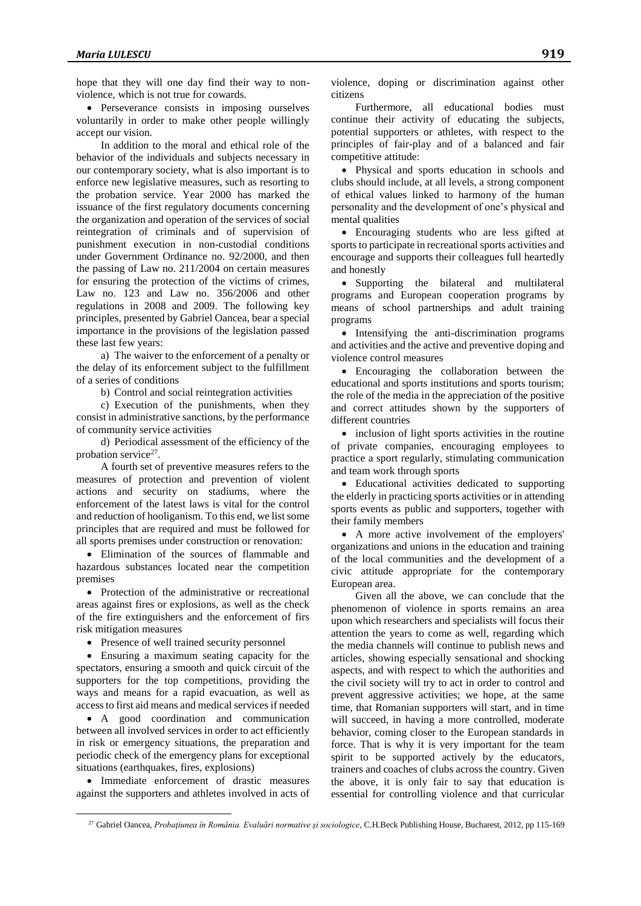hope that they will one day find their way to non-violence, which is not true for cowards.

- Perseverance consists in imposing ourselves voluntarily in order to make other people willingly accept our vision.

In addition to the moral and ethical role of the behavior of the individuals and subjects necessary in our contemporary society, what is also important is to enforce new legislative measures, such as resorting to the probation service. Year 2000 has marked the issuance of the first regulatory documents concerning the organization and operation of the services of social reintegration of criminals and of supervision of punishment execution in non-custodial conditions under Government Ordinance no. 92/2000, and then the passing of Law no. 211/2004 on certain measures for ensuring the protection of the victims of crimes, Law no. 123 and Law no. 356/2006 and other regulations in 2008 and 2009. The following key principles, presented by Gabriel Oancea, bear a special importance in the provisions of the legislation passed these last few years:

a) The waiver to the enforcement of a penalty or the delay of its enforcement subject to the fulfillment of a series of conditions

b) Control and social reintegration activities

c) Execution of the punishments, when they consist in administrative sanctions, by the performance of community service activities

d) Periodical assessment of the efficiency of the probation service[27].

A fourth set of preventive measures refers to the measures of protection and prevention of violent actions and security on stadiums, where the enforcement of the latest laws is vital for the control and reduction of hooliganism. To this end, we list some principles that are required and must be followed for all sports premises under construction or renovation:

- Elimination of the sources of flammable and hazardous substances located near the competition premises
- Protection of the administrative or recreational areas against fires or explosions, as well as the check of the fire extinguishers and the enforcement of firs risk mitigation measures
- Presence of well trained security personnel
- Ensuring a maximum seating capacity for the spectators, ensuring a smooth and quick circuit of the supporters for the top competitions, providing the ways and means for a rapid evacuation, as well as access to first aid means and medical services if needed
- A good coordination and communication between all involved services in order to act efficiently in risk or emergency situations, the preparation and periodic check of the emergency plans for exceptional situations (earthquakes, fires, explosions)
- Immediate enforcement of drastic measures against the supporters and athletes involved in acts of violence, doping or discrimination against other citizens

Furthermore, all educational bodies must continue their activity of educating the subjects, potential supporters or athletes, with respect to the principles of fair-play and of a balanced and fair competitive attitude:

- Physical and sports education in schools and clubs should include, at all levels, a strong component of ethical values linked to harmony of the human personality and the development of one's physical and mental qualities
- Encouraging students who are less gifted at sports to participate in recreational sports activities and encourage and supports their colleagues full heartedly and honestly
- Supporting the bilateral and multilateral programs and European cooperation programs by means of school partnerships and adult training programs
- Intensifying the anti-discrimination programs and activities and the active and preventive doping and violence control measures
- Encouraging the collaboration between the educational and sports institutions and sports tourism; the role of the media in the appreciation of the positive and correct attitudes shown by the supporters of different countries
- inclusion of light sports activities in the routine of private companies, encouraging employees to practice a sport regularly, stimulating communication and team work through sports
- Educational activities dedicated to supporting the elderly in practicing sports activities or in attending sports events as public and supporters, together with their family members
- A more active involvement of the employers' organizations and unions in the education and training of the local communities and the development of a civic attitude appropriate for the contemporary European area.

Given all the above, we can conclude that the phenomenon of violence in sports remains an area upon which researchers and specialists will focus their attention the years to come as well, regarding which the media channels will continue to publish news and articles, showing especially sensational and shocking aspects, and with respect to which the authorities and the civil society will try to act in order to control and prevent aggressive activities; we hope, at the same time, that Romanian supporters will start, and in time will succeed, in having a more controlled, moderate behavior, coming closer to the European standards in force. That is why it is very important for the team spirit to be supported actively by the educators, trainers and coaches of clubs across the country. Given the above, it is only fair to say that education is essential for controlling violence and that curricular

[27] Gabriel Oancea, *Probaţiunea în România. Evaluări normative şi sociologice*, C.H.Beck Publishing House, Bucharest, 2012, pp 115-169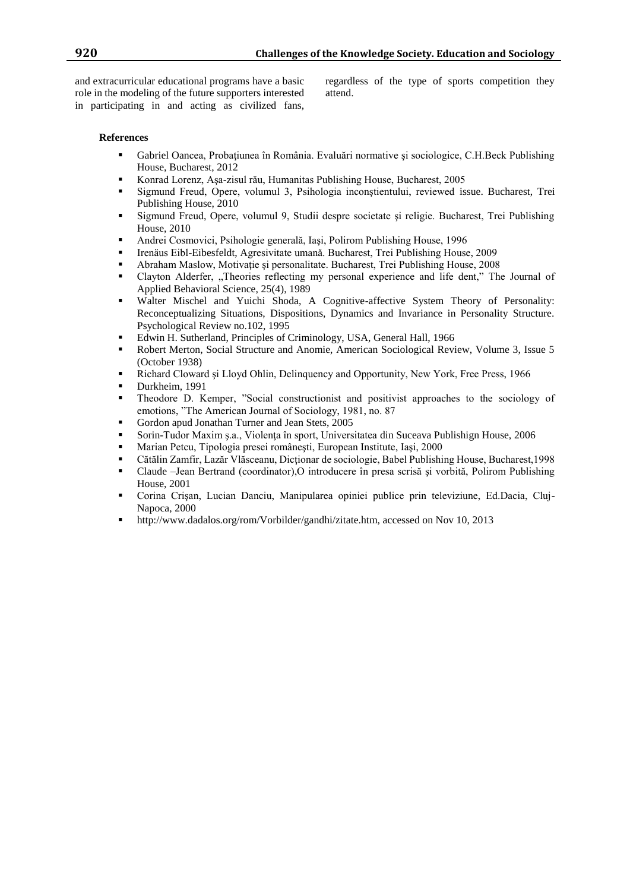and extracurricular educational programs have a basic role in the modeling of the future supporters interested in participating in and acting as civilized fans, regardless of the type of sports competition they attend.

**References**

- Gabriel Oancea, Probaţiunea în România. Evaluări normative şi sociologice, C.H.Beck Publishing House, Bucharest, 2012
- Konrad Lorenz, Așa-zisul rău, Humanitas Publishing House, Bucharest, 2005
- Sigmund Freud, Opere, volumul 3, Psihologia inconștientului, reviewed issue. Bucharest, Trei Publishing House, 2010
- Sigmund Freud, Opere, volumul 9, Studii despre societate şi religie. Bucharest, Trei Publishing House, 2010
- Andrei Cosmovici, Psihologie generală, Iaşi, Polirom Publishing House, 1996
- Irenäus Eibl-Eibesfeldt, Agresivitate umană. Bucharest, Trei Publishing House, 2009
- Abraham Maslow, Motivație și personalitate. Bucharest, Trei Publishing House, 2008
- Clayton Alderfer, „Theories reflecting my personal experience and life dent," The Journal of Applied Behavioral Science, 25(4), 1989
- Walter Mischel and Yuichi Shoda, A Cognitive-affective System Theory of Personality: Reconceptualizing Situations, Dispositions, Dynamics and Invariance in Personality Structure. Psychological Review no.102, 1995
- Edwin H. Sutherland, Principles of Criminology, USA, General Hall, 1966
- Robert Merton, Social Structure and Anomie, American Sociological Review, Volume 3, Issue 5 (October 1938)
- Richard Cloward şi Lloyd Ohlin, Delinquency and Opportunity, New York, Free Press, 1966
- Durkheim, 1991
- Theodore D. Kemper, "Social constructionist and positivist approaches to the sociology of emotions, "The American Journal of Sociology, 1981, no. 87
- Gordon apud Jonathan Turner and Jean Stets, 2005
- Sorin-Tudor Maxim ș.a., Violenţa în sport, Universitatea din Suceava Publishign House, 2006
- Marian Petcu, Tipologia presei româneşti, European Institute, Iaşi, 2000
- Cătălin Zamfir, Lazăr Vlăsceanu, Dicționar de sociologie, Babel Publishing House, Bucharest,1998
- Claude –Jean Bertrand (coordinator),O introducere în presa scrisă şi vorbită, Polirom Publishing House, 2001
- Corina Crişan, Lucian Danciu, Manipularea opiniei publice prin televiziune, Ed.Dacia, Cluj-Napoca, 2000
- http://www.dadalos.org/rom/Vorbilder/gandhi/zitate.htm, accessed on Nov 10, 2013